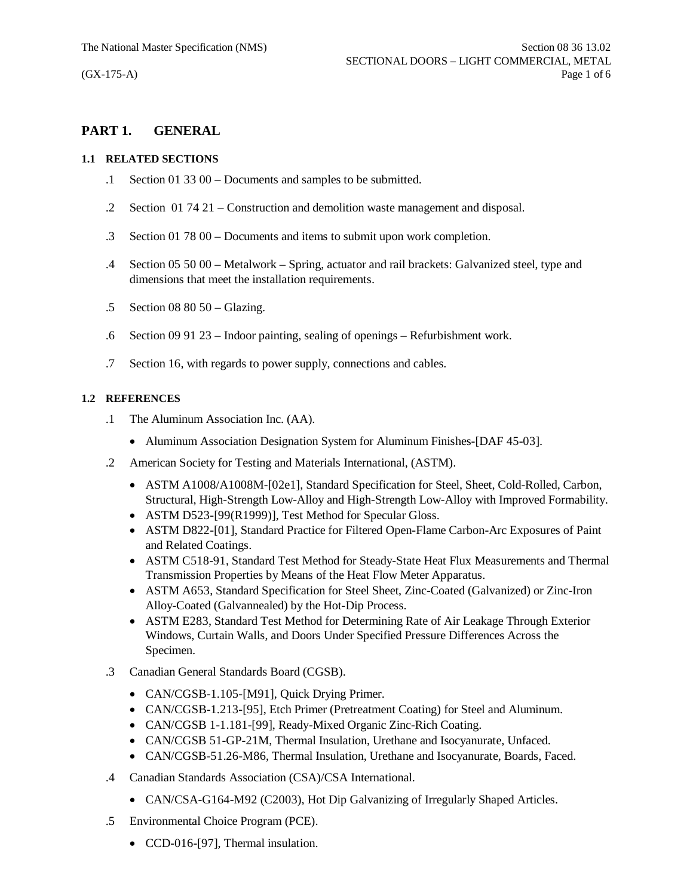## PART 1. GENERAL

### 1.1 RELATED SECTIONS

.1 Section 01 33 00 – Documents and samples to be submitted.

.2 Section 01 74 21 – Construction and demolition waste management and disposal.

.3 Section 01 78 00 – Documents and items to submit upon work completion.

.4 Section 05 50 00 – Metalwork – Spring, actuator and rail brackets: Galvanized steel, type and dimensions that meet the installation requirements.

.5 Section 08 80 50 – Glazing.

.6 Section 09 91 23 – Indoor painting, sealing of openings – Refurbishment work.

.7 Section 16, with regards to power supply, connections and cables.

### 1.2 REFERENCES

.1 The Aluminum Association Inc. (AA).

- Aluminum Association Designation System for Aluminum Finishes-[DAF 45-03].

.2 American Society for Testing and Materials International, (ASTM).

- ASTM A1008/A1008M-[02e1], Standard Specification for Steel, Sheet, Cold-Rolled, Carbon, Structural, High-Strength Low-Alloy and High-Strength Low-Alloy with Improved Formability.
- ASTM D523-[99(R1999)], Test Method for Specular Gloss.
- ASTM D822-[01], Standard Practice for Filtered Open-Flame Carbon-Arc Exposures of Paint and Related Coatings.
- ASTM C518-91, Standard Test Method for Steady-State Heat Flux Measurements and Thermal Transmission Properties by Means of the Heat Flow Meter Apparatus.
- ASTM A653, Standard Specification for Steel Sheet, Zinc-Coated (Galvanized) or Zinc-Iron Alloy-Coated (Galvannealed) by the Hot-Dip Process.
- ASTM E283, Standard Test Method for Determining Rate of Air Leakage Through Exterior Windows, Curtain Walls, and Doors Under Specified Pressure Differences Across the Specimen.

.3 Canadian General Standards Board (CGSB).

- CAN/CGSB-1.105-[M91], Quick Drying Primer.
- CAN/CGSB-1.213-[95], Etch Primer (Pretreatment Coating) for Steel and Aluminum.
- CAN/CGSB 1-1.181-[99], Ready-Mixed Organic Zinc-Rich Coating.
- CAN/CGSB 51-GP-21M, Thermal Insulation, Urethane and Isocyanurate, Unfaced.
- CAN/CGSB-51.26-M86, Thermal Insulation, Urethane and Isocyanurate, Boards, Faced.

.4 Canadian Standards Association (CSA)/CSA International.

- CAN/CSA-G164-M92 (C2003), Hot Dip Galvanizing of Irregularly Shaped Articles.

.5 Environmental Choice Program (PCE).

- CCD-016-[97], Thermal insulation.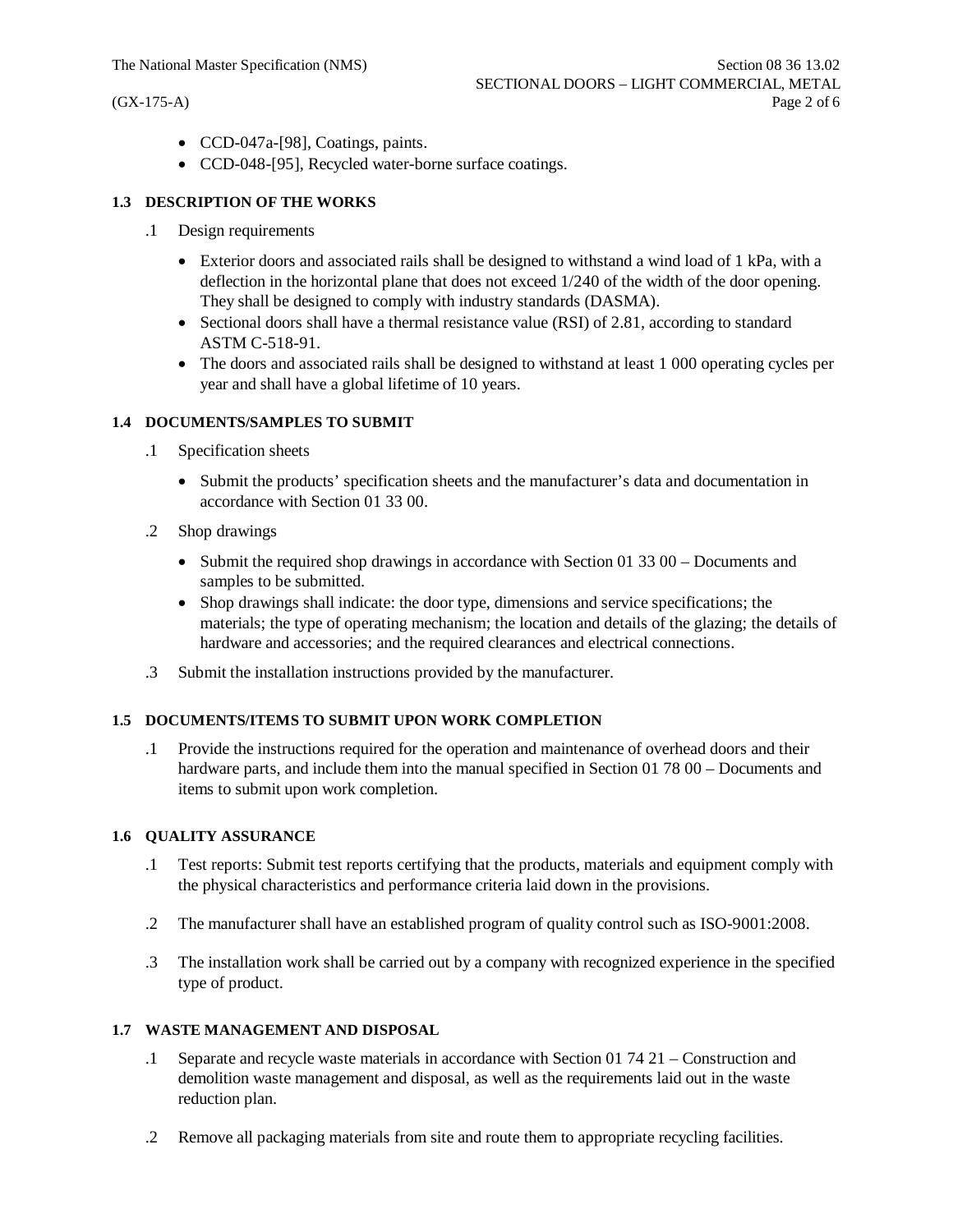- CCD-047a-[98], Coatings, paints.
- CCD-048-[95], Recycled water-borne surface coatings.

### 1.3 DESCRIPTION OF THE WORKS

.1 Design requirements

- Exterior doors and associated rails shall be designed to withstand a wind load of 1 kPa, with a deflection in the horizontal plane that does not exceed 1/240 of the width of the door opening. They shall be designed to comply with industry standards (DASMA).
- Sectional doors shall have a thermal resistance value (RSI) of 2.81, according to standard ASTM C-518-91.
- The doors and associated rails shall be designed to withstand at least 1 000 operating cycles per year and shall have a global lifetime of 10 years.

### 1.4 DOCUMENTS/SAMPLES TO SUBMIT

.1 Specification sheets

- Submit the products' specification sheets and the manufacturer's data and documentation in accordance with Section 01 33 00.

.2 Shop drawings

- Submit the required shop drawings in accordance with Section 01 33 00 – Documents and samples to be submitted.
- Shop drawings shall indicate: the door type, dimensions and service specifications; the materials; the type of operating mechanism; the location and details of the glazing; the details of hardware and accessories; and the required clearances and electrical connections.

.3 Submit the installation instructions provided by the manufacturer.

### 1.5 DOCUMENTS/ITEMS TO SUBMIT UPON WORK COMPLETION

.1 Provide the instructions required for the operation and maintenance of overhead doors and their hardware parts, and include them into the manual specified in Section 01 78 00 – Documents and items to submit upon work completion.

### 1.6 QUALITY ASSURANCE

.1 Test reports: Submit test reports certifying that the products, materials and equipment comply with the physical characteristics and performance criteria laid down in the provisions.

.2 The manufacturer shall have an established program of quality control such as ISO-9001:2008.

.3 The installation work shall be carried out by a company with recognized experience in the specified type of product.

### 1.7 WASTE MANAGEMENT AND DISPOSAL

.1 Separate and recycle waste materials in accordance with Section 01 74 21 – Construction and demolition waste management and disposal, as well as the requirements laid out in the waste reduction plan.

.2 Remove all packaging materials from site and route them to appropriate recycling facilities.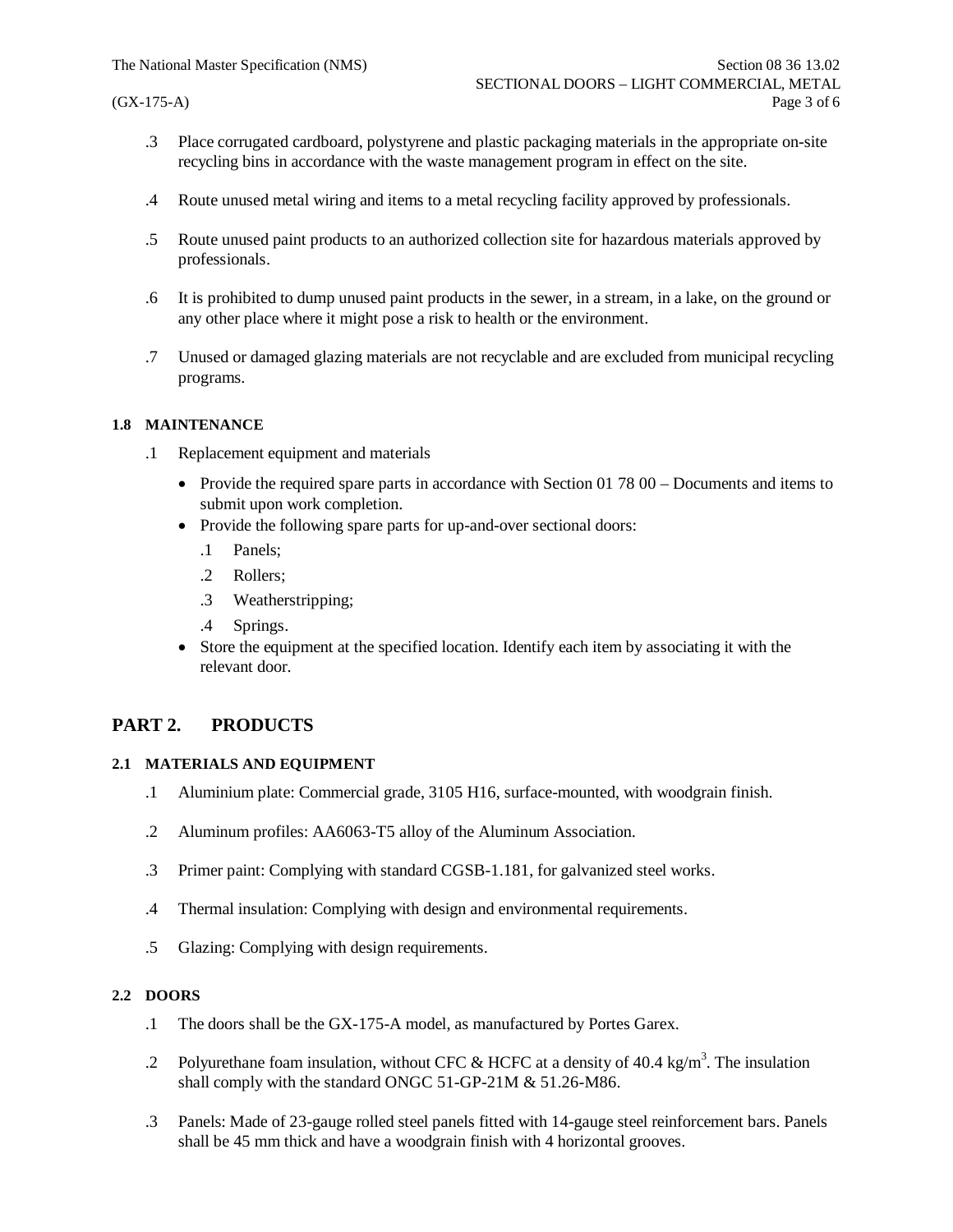.3 Place corrugated cardboard, polystyrene and plastic packaging materials in the appropriate on-site recycling bins in accordance with the waste management program in effect on the site.

.4 Route unused metal wiring and items to a metal recycling facility approved by professionals.

.5 Route unused paint products to an authorized collection site for hazardous materials approved by professionals.

.6 It is prohibited to dump unused paint products in the sewer, in a stream, in a lake, on the ground or any other place where it might pose a risk to health or the environment.

.7 Unused or damaged glazing materials are not recyclable and are excluded from municipal recycling programs.

#### 1.8 MAINTENANCE

.1 Replacement equipment and materials

- Provide the required spare parts in accordance with Section 01 78 00 – Documents and items to submit upon work completion.
- Provide the following spare parts for up-and-over sectional doors:
  - .1 Panels;
  - .2 Rollers;
  - .3 Weatherstripping;
  - .4 Springs.
- Store the equipment at the specified location. Identify each item by associating it with the relevant door.

## PART 2. PRODUCTS

#### 2.1 MATERIALS AND EQUIPMENT

.1 Aluminium plate: Commercial grade, 3105 H16, surface-mounted, with woodgrain finish.

.2 Aluminum profiles: AA6063-T5 alloy of the Aluminum Association.

.3 Primer paint: Complying with standard CGSB-1.181, for galvanized steel works.

.4 Thermal insulation: Complying with design and environmental requirements.

.5 Glazing: Complying with design requirements.

#### 2.2 DOORS

.1 The doors shall be the GX-175-A model, as manufactured by Portes Garex.

.2 Polyurethane foam insulation, without CFC & HCFC at a density of 40.4 kg/m$^3$. The insulation shall comply with the standard ONGC 51-GP-21M & 51.26-M86.

.3 Panels: Made of 23-gauge rolled steel panels fitted with 14-gauge steel reinforcement bars. Panels shall be 45 mm thick and have a woodgrain finish with 4 horizontal grooves.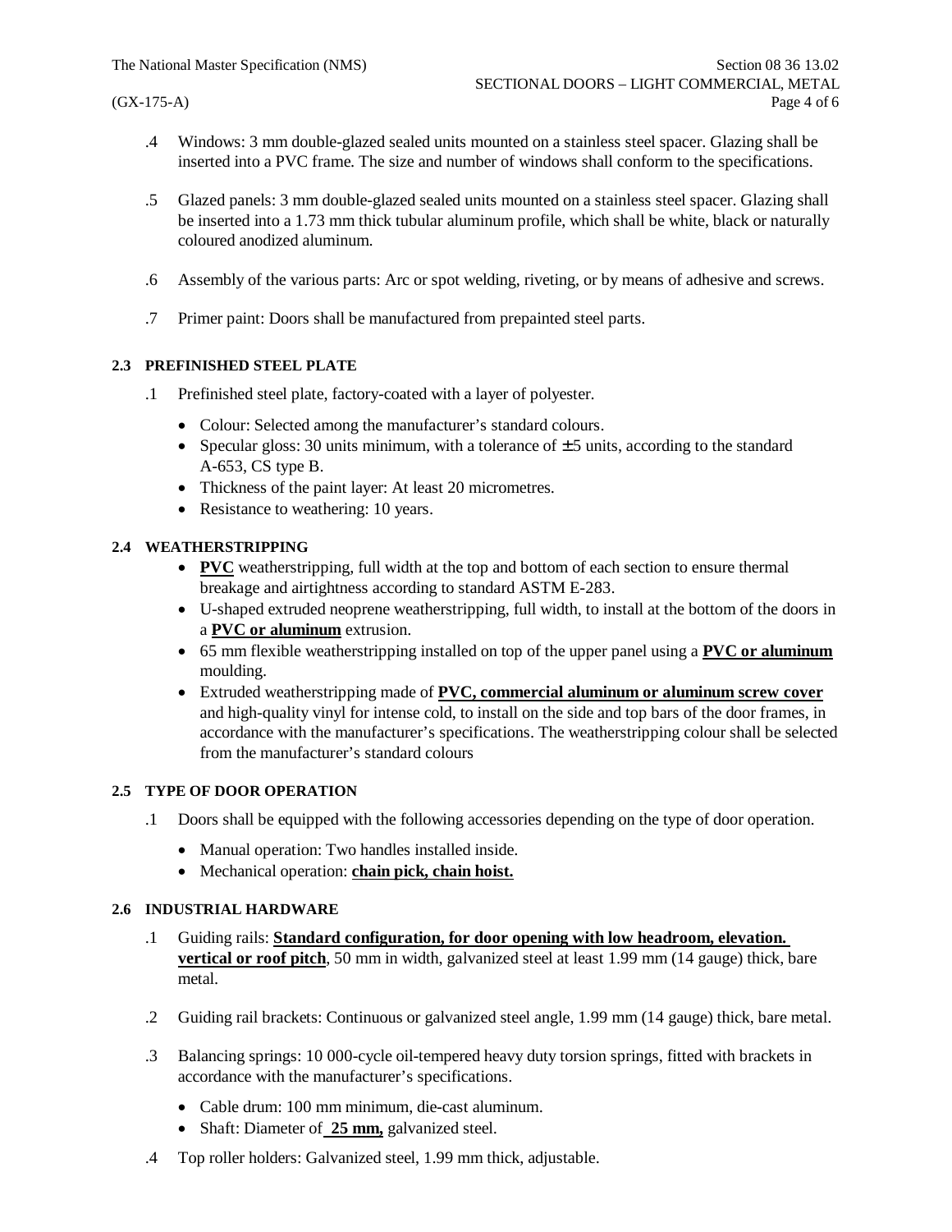.4 Windows: 3 mm double-glazed sealed units mounted on a stainless steel spacer. Glazing shall be inserted into a PVC frame. The size and number of windows shall conform to the specifications.

.5 Glazed panels: 3 mm double-glazed sealed units mounted on a stainless steel spacer. Glazing shall be inserted into a 1.73 mm thick tubular aluminum profile, which shall be white, black or naturally coloured anodized aluminum.

.6 Assembly of the various parts: Arc or spot welding, riveting, or by means of adhesive and screws.

.7 Primer paint: Doors shall be manufactured from prepainted steel parts.

### 2.3 PREFINISHED STEEL PLATE

.1 Prefinished steel plate, factory-coated with a layer of polyester.

- Colour: Selected among the manufacturer's standard colours.
- Specular gloss: 30 units minimum, with a tolerance of ±5 units, according to the standard A-653, CS type B.
- Thickness of the paint layer: At least 20 micrometres.
- Resistance to weathering: 10 years.

### 2.4 WEATHERSTRIPPING

- **PVC** weatherstripping, full width at the top and bottom of each section to ensure thermal breakage and airtightness according to standard ASTM E-283.
- U-shaped extruded neoprene weatherstripping, full width, to install at the bottom of the doors in a **PVC or aluminum** extrusion.
- 65 mm flexible weatherstripping installed on top of the upper panel using a **PVC or aluminum** moulding.
- Extruded weatherstripping made of **PVC, commercial aluminum or aluminum screw cover** and high-quality vinyl for intense cold, to install on the side and top bars of the door frames, in accordance with the manufacturer's specifications. The weatherstripping colour shall be selected from the manufacturer's standard colours

### 2.5 TYPE OF DOOR OPERATION

.1 Doors shall be equipped with the following accessories depending on the type of door operation.

- Manual operation: Two handles installed inside.
- Mechanical operation: **chain pick, chain hoist.**

### 2.6 INDUSTRIAL HARDWARE

.1 Guiding rails: **Standard configuration, for door opening with low headroom, elevation. vertical or roof pitch**, 50 mm in width, galvanized steel at least 1.99 mm (14 gauge) thick, bare metal.

.2 Guiding rail brackets: Continuous or galvanized steel angle, 1.99 mm (14 gauge) thick, bare metal.

.3 Balancing springs: 10 000-cycle oil-tempered heavy duty torsion springs, fitted with brackets in accordance with the manufacturer's specifications.

- Cable drum: 100 mm minimum, die-cast aluminum.
- Shaft: Diameter of **25 mm,** galvanized steel.

.4 Top roller holders: Galvanized steel, 1.99 mm thick, adjustable.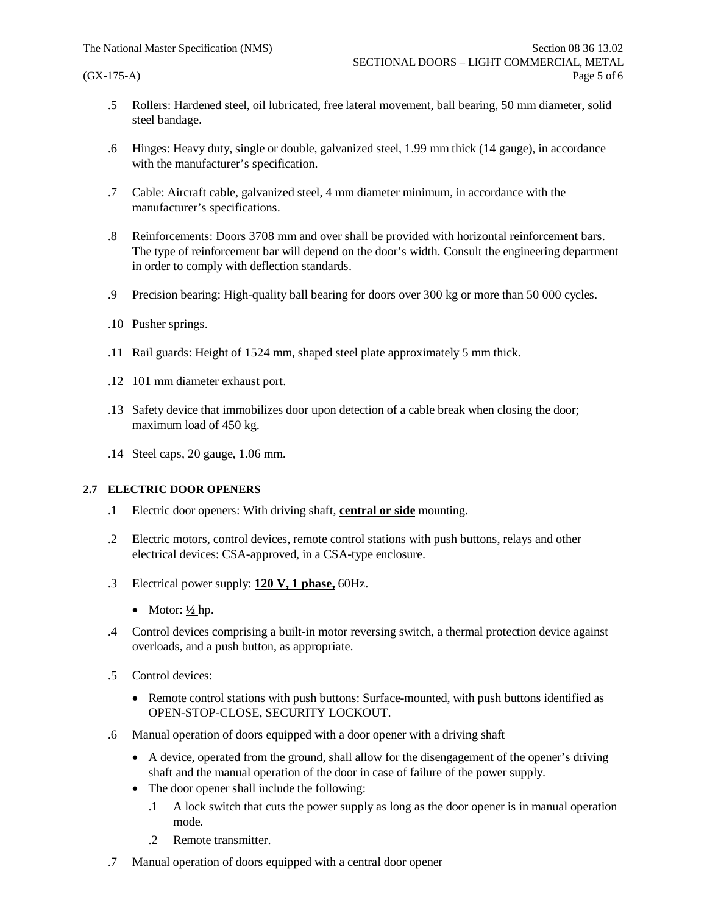.5 Rollers: Hardened steel, oil lubricated, free lateral movement, ball bearing, 50 mm diameter, solid steel bandage.

.6 Hinges: Heavy duty, single or double, galvanized steel, 1.99 mm thick (14 gauge), in accordance with the manufacturer's specification.

.7 Cable: Aircraft cable, galvanized steel, 4 mm diameter minimum, in accordance with the manufacturer's specifications.

.8 Reinforcements: Doors 3708 mm and over shall be provided with horizontal reinforcement bars. The type of reinforcement bar will depend on the door's width. Consult the engineering department in order to comply with deflection standards.

.9 Precision bearing: High-quality ball bearing for doors over 300 kg or more than 50 000 cycles.

.10 Pusher springs.

.11 Rail guards: Height of 1524 mm, shaped steel plate approximately 5 mm thick.

.12 101 mm diameter exhaust port.

.13 Safety device that immobilizes door upon detection of a cable break when closing the door; maximum load of 450 kg.

.14 Steel caps, 20 gauge, 1.06 mm.

### 2.7 ELECTRIC DOOR OPENERS

.1 Electric door openers: With driving shaft, **central or side** mounting.

.2 Electric motors, control devices, remote control stations with push buttons, relays and other electrical devices: CSA-approved, in a CSA-type enclosure.

.3 Electrical power supply: **120 V, 1 phase,** 60Hz.

- Motor: ½ hp.

.4 Control devices comprising a built-in motor reversing switch, a thermal protection device against overloads, and a push button, as appropriate.

.5 Control devices:

- Remote control stations with push buttons: Surface-mounted, with push buttons identified as OPEN-STOP-CLOSE, SECURITY LOCKOUT.

.6 Manual operation of doors equipped with a door opener with a driving shaft

- A device, operated from the ground, shall allow for the disengagement of the opener's driving shaft and the manual operation of the door in case of failure of the power supply.
- The door opener shall include the following:
  - .1 A lock switch that cuts the power supply as long as the door opener is in manual operation mode.
  - .2 Remote transmitter.

.7 Manual operation of doors equipped with a central door opener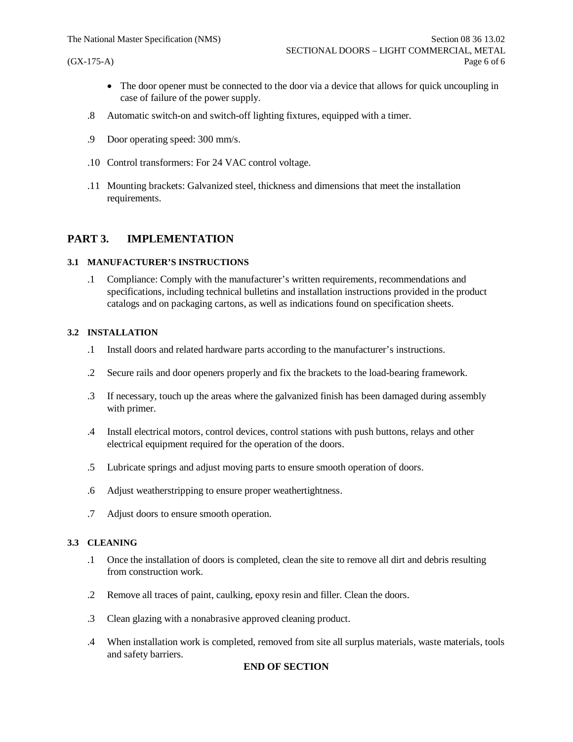- The door opener must be connected to the door via a device that allows for quick uncoupling in case of failure of the power supply.

.8 Automatic switch-on and switch-off lighting fixtures, equipped with a timer.

.9 Door operating speed: 300 mm/s.

.10 Control transformers: For 24 VAC control voltage.

.11 Mounting brackets: Galvanized steel, thickness and dimensions that meet the installation requirements.

# PART 3. IMPLEMENTATION

### 3.1 MANUFACTURER'S INSTRUCTIONS

.1 Compliance: Comply with the manufacturer's written requirements, recommendations and specifications, including technical bulletins and installation instructions provided in the product catalogs and on packaging cartons, as well as indications found on specification sheets.

### 3.2 INSTALLATION

.1 Install doors and related hardware parts according to the manufacturer's instructions.

.2 Secure rails and door openers properly and fix the brackets to the load-bearing framework.

.3 If necessary, touch up the areas where the galvanized finish has been damaged during assembly with primer.

.4 Install electrical motors, control devices, control stations with push buttons, relays and other electrical equipment required for the operation of the doors.

.5 Lubricate springs and adjust moving parts to ensure smooth operation of doors.

.6 Adjust weatherstripping to ensure proper weathertightness.

.7 Adjust doors to ensure smooth operation.

### 3.3 CLEANING

.1 Once the installation of doors is completed, clean the site to remove all dirt and debris resulting from construction work.

.2 Remove all traces of paint, caulking, epoxy resin and filler. Clean the doors.

.3 Clean glazing with a nonabrasive approved cleaning product.

.4 When installation work is completed, removed from site all surplus materials, waste materials, tools and safety barriers.

**END OF SECTION**